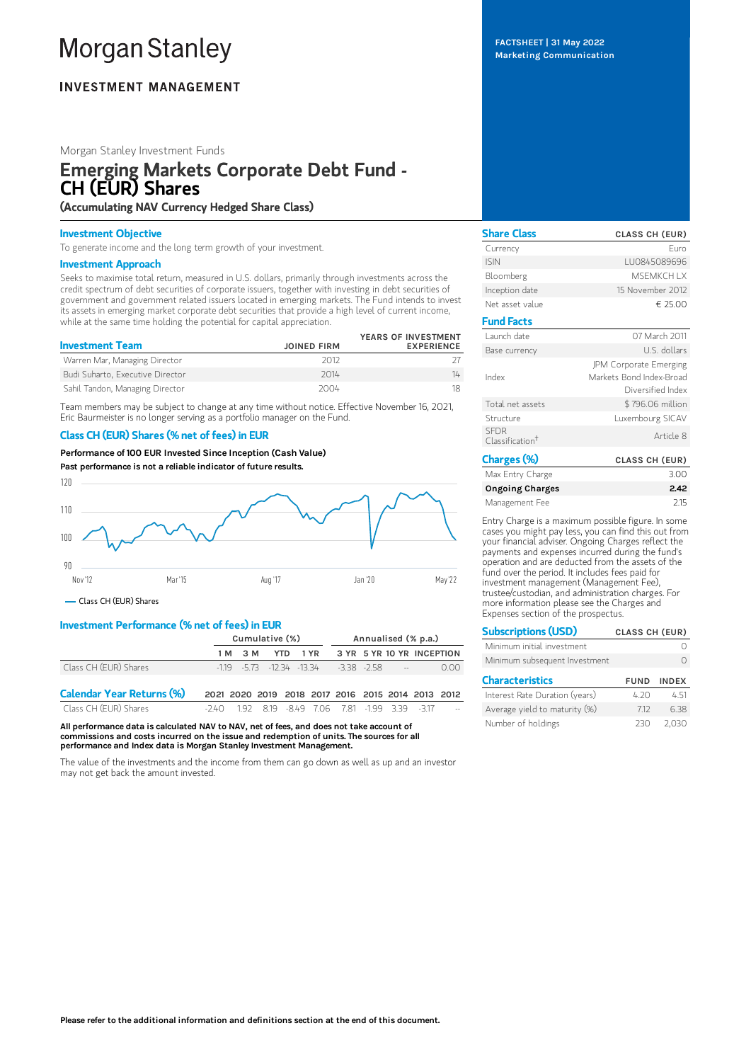# Morgan Stanley

**INVESTMENT MANAGEMENT**

FACTSHEET | 31 May 2022
Marketing Communication

Morgan Stanley Investment Funds

# Emerging Markets Corporate Debt Fund - CH (EUR) Shares

**(Accumulating NAV Currency Hedged Share Class)**

## Investment Objective

To generate income and the long term growth of your investment.

## Investment Approach

Seeks to maximise total return, measured in U.S. dollars, primarily through investments across the credit spectrum of debt securities of corporate issuers, together with investing in debt securities of government and government related issuers located in emerging markets. The Fund intends to invest its assets in emerging market corporate debt securities that provide a high level of current income, while at the same time holding the potential for capital appreciation.

| Investment Team | JOINED FIRM | YEARS OF INVESTMENT EXPERIENCE |
|---|---|---|
| Warren Mar, Managing Director | 2012 | 27 |
| Budi Suharto, Executive Director | 2014 | 14 |
| Sahil Tandon, Managing Director | 2004 | 18 |

Team members may be subject to change at any time without notice. Effective November 16, 2021, Eric Baurmeister is no longer serving as a portfolio manager on the Fund.

## Class CH (EUR) Shares (% net of fees) in EUR

**Performance of 100 EUR Invested Since Inception (Cash Value)**

**Past performance is not a reliable indicator of future results.**

Class CH (EUR) Shares

## Investment Performance (% net of fees) in EUR

| | Cumulative (%) | | | | Annualised (% p.a.) | | | |
|---|---|---|---|---|---|---|---|---|
| | 1 M | 3 M | YTD | 1 YR | 3 YR | 5 YR | 10 YR | INCEPTION |
| Class CH (EUR) Shares | -1.19 | -5.73 | -12.34 | -13.34 | -3.38 | -2.58 | -- | 0.00 |

| Calendar Year Returns (%) | 2021 | 2020 | 2019 | 2018 | 2017 | 2016 | 2015 | 2014 | 2013 | 2012 |
|---|---|---|---|---|---|---|---|---|---|---|
| Class CH (EUR) Shares | -2.40 | 1.92 | 8.19 | -8.49 | 7.06 | 7.81 | -1.99 | 3.39 | -3.17 | -- |

**All performance data is calculated NAV to NAV, net of fees, and does not take account of commissions and costs incurred on the issue and redemption of units. The sources for all performance and Index data is Morgan Stanley Investment Management.**

The value of the investments and the income from them can go down as well as up and an investor may not get back the amount invested.

| Share Class | CLASS CH (EUR) |
|---|---|
| Currency | Euro |
| ISIN | LU0845089696 |
| Bloomberg | MSEMKCH LX |
| Inception date | 15 November 2012 |
| Net asset value | € 25.00 |

| Fund Facts | |
|---|---|
| Launch date | 07 March 2011 |
| Base currency | U.S. dollars |
| Index | JPM Corporate Emerging Markets Bond Index-Broad Diversified Index |
| Total net assets | $ 796.06 million |
| Structure | Luxembourg SICAV |
| SFDR Classification† | Article 8 |

| Charges (%) | CLASS CH (EUR) |
|---|---|
| Max Entry Charge | 3.00 |
| **Ongoing Charges** | **2.42** |
| Management Fee | 2.15 |

Entry Charge is a maximum possible figure. In some cases you might pay less, you can find this out from your financial adviser. Ongoing Charges reflect the payments and expenses incurred during the fund's operation and are deducted from the assets of the fund over the period. It includes fees paid for investment management (Management Fee), trustee/custodian, and administration charges. For more information please see the Charges and Expenses section of the prospectus.

| Subscriptions (USD) | CLASS CH (EUR) |
|---|---|
| Minimum initial investment | 0 |
| Minimum subsequent Investment | 0 |

| Characteristics | FUND | INDEX |
|---|---|---|
| Interest Rate Duration (years) | 4.20 | 4.51 |
| Average yield to maturity (%) | 7.12 | 6.38 |
| Number of holdings | 230 | 2,030 |

**Please refer to the additional information and definitions section at the end of this document.**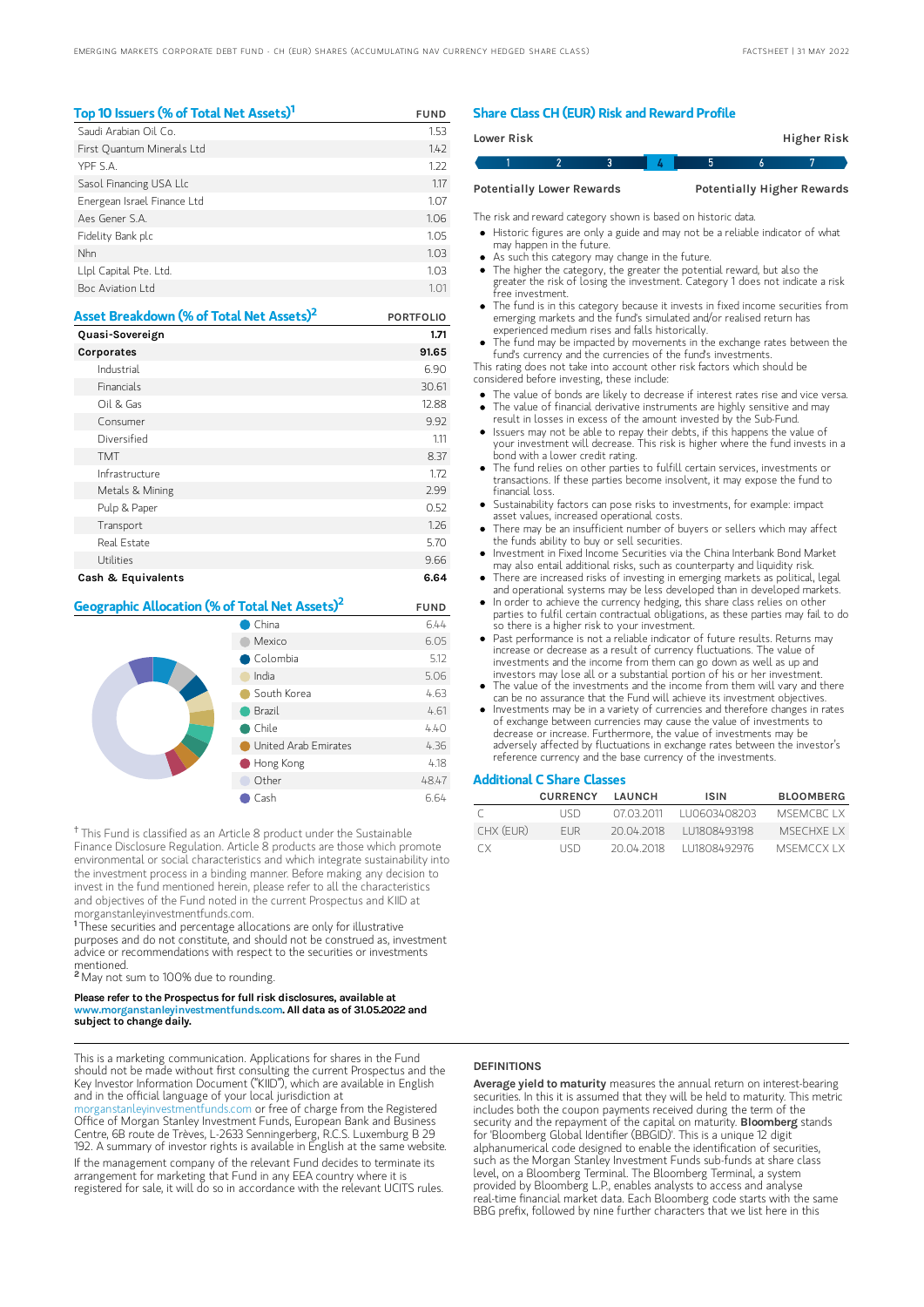## Top 10 Issuers (% of Total Net Assets)[1]

| | FUND |
|---|---|
| Saudi Arabian Oil Co. | 1.53 |
| First Quantum Minerals Ltd | 1.42 |
| YPF S.A. | 1.22 |
| Sasol Financing USA Llc | 1.17 |
| Energean Israel Finance Ltd | 1.07 |
| Aes Gener S.A. | 1.06 |
| Fidelity Bank plc | 1.05 |
| Nhn | 1.03 |
| Llpl Capital Pte. Ltd. | 1.03 |
| Boc Aviation Ltd | 1.01 |

## Asset Breakdown (% of Total Net Assets)[2]

| | PORTFOLIO |
|---|---|
| **Quasi-Sovereign** | **1.71** |
| **Corporates** | **91.65** |
| Industrial | 6.90 |
| Financials | 30.61 |
| Oil & Gas | 12.88 |
| Consumer | 9.92 |
| Diversified | 1.11 |
| TMT | 8.37 |
| Infrastructure | 1.72 |
| Metals & Mining | 2.99 |
| Pulp & Paper | 0.52 |
| Transport | 1.26 |
| Real Estate | 5.70 |
| Utilities | 9.66 |
| **Cash & Equivalents** | **6.64** |

## Geographic Allocation (% of Total Net Assets)[2]

| | FUND |
|---|---|
| China | 6.44 |
| Mexico | 6.05 |
| Colombia | 5.12 |
| India | 5.06 |
| South Korea | 4.63 |
| Brazil | 4.61 |
| Chile | 4.40 |
| United Arab Emirates | 4.36 |
| Hong Kong | 4.18 |
| Other | 48.47 |
| Cash | 6.64 |

† This Fund is classified as an Article 8 product under the Sustainable Finance Disclosure Regulation. Article 8 products are those which promote environmental or social characteristics and which integrate sustainability into the investment process in a binding manner. Before making any decision to invest in the fund mentioned herein, please refer to all the characteristics and objectives of the Fund noted in the current Prospectus and KIID at morganstanleyinvestmentfunds.com.

[1] These securities and percentage allocations are only for illustrative purposes and do not constitute, and should not be construed as, investment advice or recommendations with respect to the securities or investments mentioned.

[2] May not sum to 100% due to rounding.

**Please refer to the Prospectus for full risk disclosures, available at www.morganstanleyinvestmentfunds.com. All data as of 31.05.2022 and subject to change daily.**

## Share Class CH (EUR) Risk and Reward Profile

Lower Risk — Higher Risk

| 1 | 2 | 3 | **4** | 5 | 6 | 7 |
|---|---|---|---|---|---|---|

Potentially Lower Rewards — Potentially Higher Rewards

The risk and reward category shown is based on historic data.

- Historic figures are only a guide and may not be a reliable indicator of what may happen in the future.
- As such this category may change in the future.
- The higher the category, the greater the potential reward, but also the greater the risk of losing the investment. Category 1 does not indicate a risk free investment.
- The fund is in this category because it invests in fixed income securities from emerging markets and the fund's simulated and/or realised return has experienced medium rises and falls historically.
- The fund may be impacted by movements in the exchange rates between the fund's currency and the currencies of the fund's investments.

This rating does not take into account other risk factors which should be considered before investing, these include:

- The value of bonds are likely to decrease if interest rates rise and vice versa.
- The value of financial derivative instruments are highly sensitive and may result in losses in excess of the amount invested by the Sub-Fund.
- Issuers may not be able to repay their debts, if this happens the value of your investment will decrease. This risk is higher where the fund invests in a bond with a lower credit rating.
- The fund relies on other parties to fulfill certain services, investments or transactions. If these parties become insolvent, it may expose the fund to financial loss.
- Sustainability factors can pose risks to investments, for example: impact asset values, increased operational costs.
- There may be an insufficient number of buyers or sellers which may affect the funds ability to buy or sell securities.
- Investment in Fixed Income Securities via the China Interbank Bond Market may also entail additional risks, such as counterparty and liquidity risk.
- There are increased risks of investing in emerging markets as political, legal and operational systems may be less developed than in developed markets.
- In order to achieve the currency hedging, this share class relies on other parties to fulfil certain contractual obligations, as these parties may fail to do so there is a higher risk to your investment.
- Past performance is not a reliable indicator of future results. Returns may increase or decrease as a result of currency fluctuations. The value of investments and the income from them can go down as well as up and investors may lose all or a substantial portion of his or her investment.
- The value of the investments and the income from them will vary and there can be no assurance that the Fund will achieve its investment objectives.
- Investments may be in a variety of currencies and therefore changes in rates of exchange between currencies may cause the value of investments to decrease or increase. Furthermore, the value of investments may be adversely affected by fluctuations in exchange rates between the investor's reference currency and the base currency of the investments.

## Additional C Share Classes

| | CURRENCY | LAUNCH | ISIN | BLOOMBERG |
|---|---|---|---|---|
| C | USD | 07.03.2011 | LU0603408203 | MSEMCBC LX |
| CHX (EUR) | EUR | 20.04.2018 | LU1808493198 | MSECHXE LX |
| CX | USD | 20.04.2018 | LU1808492976 | MSEMCCX LX |

This is a marketing communication. Applications for shares in the Fund should not be made without first consulting the current Prospectus and the Key Investor Information Document ("KIID"), which are available in English and in the official language of your local jurisdiction at morganstanleyinvestmentfunds.com or free of charge from the Registered Office of Morgan Stanley Investment Funds, European Bank and Business Centre, 6B route de Trèves, L-2633 Senningerberg, R.C.S. Luxemburg B 29 192. A summary of investor rights is available in English at the same website.

If the management company of the relevant Fund decides to terminate its arrangement for marketing that Fund in any EEA country where it is registered for sale, it will do so in accordance with the relevant UCITS rules.

### DEFINITIONS

**Average yield to maturity** measures the annual return on interest-bearing securities. In this it is assumed that they will be held to maturity. This metric includes both the coupon payments received during the term of the security and the repayment of the capital on maturity. **Bloomberg** stands for 'Bloomberg Global Identifier (BBGID)'. This is a unique 12 digit alphanumerical code designed to enable the identification of securities, such as the Morgan Stanley Investment Funds sub-funds at share class level, on a Bloomberg Terminal. The Bloomberg Terminal, a system provided by Bloomberg L.P., enables analysts to access and analyse real-time financial market data. Each Bloomberg code starts with the same BBG prefix, followed by nine further characters that we list here in this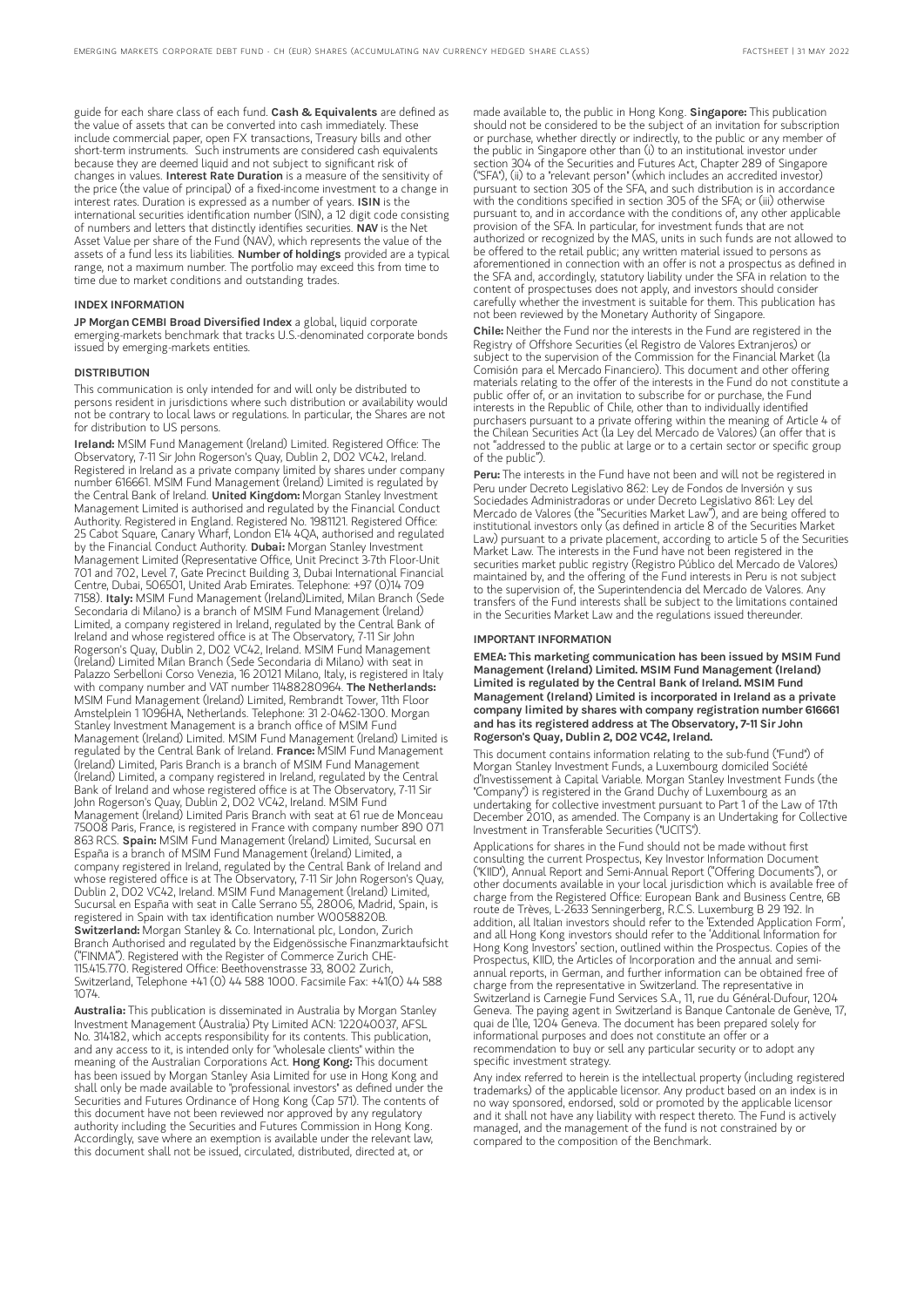guide for each share class of each fund. **Cash & Equivalents** are defined as the value of assets that can be converted into cash immediately. These include commercial paper, open FX transactions, Treasury bills and other short-term instruments. Such instruments are considered cash equivalents because they are deemed liquid and not subject to significant risk of changes in values. **Interest Rate Duration** is a measure of the sensitivity of the price (the value of principal) of a fixed-income investment to a change in interest rates. Duration is expressed as a number of years. **ISIN** is the international securities identification number (ISIN), a 12 digit code consisting of numbers and letters that distinctly identifies securities. **NAV** is the Net Asset Value per share of the Fund (NAV), which represents the value of the assets of a fund less its liabilities. **Number of holdings** provided are a typical range, not a maximum number. The portfolio may exceed this from time to time due to market conditions and outstanding trades.

## INDEX INFORMATION

**JP Morgan CEMBI Broad Diversified Index** a global, liquid corporate emerging-markets benchmark that tracks U.S.-denominated corporate bonds issued by emerging-markets entities.

## DISTRIBUTION

This communication is only intended for and will only be distributed to persons resident in jurisdictions where such distribution or availability would not be contrary to local laws or regulations. In particular, the Shares are not for distribution to US persons.

**Ireland:** MSIM Fund Management (Ireland) Limited. Registered Office: The Observatory, 7-11 Sir John Rogerson's Quay, Dublin 2, D02 VC42, Ireland. Registered in Ireland as a private company limited by shares under company number 616661. MSIM Fund Management (Ireland) Limited is regulated by the Central Bank of Ireland. **United Kingdom:** Morgan Stanley Investment Management Limited is authorised and regulated by the Financial Conduct Authority. Registered in England. Registered No. 1981121. Registered Office: 25 Cabot Square, Canary Wharf, London E14 4QA, authorised and regulated by the Financial Conduct Authority. **Dubai:** Morgan Stanley Investment Management Limited (Representative Office, Unit Precinct 3-7th Floor-Unit 701 and 702, Level 7, Gate Precinct Building 3, Dubai International Financial Centre, Dubai, 506501, United Arab Emirates. Telephone: +97 (0)14 709 7158). **Italy:** MSIM Fund Management (Ireland)Limited, Milan Branch (Sede Secondaria di Milano) is a branch of MSIM Fund Management (Ireland) Limited, a company registered in Ireland, regulated by the Central Bank of Ireland and whose registered office is at The Observatory, 7-11 Sir John Rogerson's Quay, Dublin 2, D02 VC42, Ireland. MSIM Fund Management (Ireland) Limited Milan Branch (Sede Secondaria di Milano) with seat in Palazzo Serbelloni Corso Venezia, 16 20121 Milano, Italy, is registered in Italy with company number and VAT number 11488280964. **The Netherlands:** MSIM Fund Management (Ireland) Limited, Rembrandt Tower, 11th Floor Amstelplein 1 1096HA, Netherlands. Telephone: 31 2-0462-1300. Morgan Stanley Investment Management is a branch office of MSIM Fund Management (Ireland) Limited. MSIM Fund Management (Ireland) Limited is regulated by the Central Bank of Ireland. **France:** MSIM Fund Management (Ireland) Limited, Paris Branch is a branch of MSIM Fund Management (Ireland) Limited, a company registered in Ireland, regulated by the Central Bank of Ireland and whose registered office is at The Observatory, 7-11 Sir John Rogerson's Quay, Dublin 2, D02 VC42, Ireland. MSIM Fund Management (Ireland) Limited Paris Branch with seat at 61 rue de Monceau 75008 Paris, France, is registered in France with company number 890 071 863 RCS. **Spain:** MSIM Fund Management (Ireland) Limited, Sucursal en España is a branch of MSIM Fund Management (Ireland) Limited, a company registered in Ireland, regulated by the Central Bank of Ireland and whose registered office is at The Observatory, 7-11 Sir John Rogerson's Quay, Dublin 2, D02 VC42, Ireland. MSIM Fund Management (Ireland) Limited, Sucursal en España with seat in Calle Serrano 55, 28006, Madrid, Spain, is registered in Spain with tax identification number W0058820B. **Switzerland:** Morgan Stanley & Co. International plc, London, Zurich Branch Authorised and regulated by the Eidgenössische Finanzmarktaufsicht ("FINMA"). Registered with the Register of Commerce Zurich CHE-115.415.770. Registered Office: Beethovenstrasse 33, 8002 Zurich, Switzerland, Telephone +41 (0) 44 588 1000. Facsimile Fax: +41(0) 44 588 1074.

**Australia:** This publication is disseminated in Australia by Morgan Stanley Investment Management (Australia) Pty Limited ACN: 122040037, AFSL No. 314182, which accepts responsibility for its contents. This publication, and any access to it, is intended only for "wholesale clients" within the meaning of the Australian Corporations Act. **Hong Kong:** This document has been issued by Morgan Stanley Asia Limited for use in Hong Kong and shall only be made available to "professional investors" as defined under the Securities and Futures Ordinance of Hong Kong (Cap 571). The contents of this document have not been reviewed nor approved by any regulatory authority including the Securities and Futures Commission in Hong Kong. Accordingly, save where an exemption is available under the relevant law, this document shall not be issued, circulated, distributed, directed at, or made available to, the public in Hong Kong. **Singapore:** This publication should not be considered to be the subject of an invitation for subscription or purchase, whether directly or indirectly, to the public or any member of the public in Singapore other than (i) to an institutional investor under section 304 of the Securities and Futures Act, Chapter 289 of Singapore ("SFA"), (ii) to a "relevant person" (which includes an accredited investor) pursuant to section 305 of the SFA, and such distribution is in accordance with the conditions specified in section 305 of the SFA; or (iii) otherwise pursuant to, and in accordance with the conditions of, any other applicable provision of the SFA. In particular, for investment funds that are not authorized or recognized by the MAS, units in such funds are not allowed to be offered to the retail public; any written material issued to persons as aforementioned in connection with an offer is not a prospectus as defined in the SFA and, accordingly, statutory liability under the SFA in relation to the content of prospectuses does not apply, and investors should consider carefully whether the investment is suitable for them. This publication has not been reviewed by the Monetary Authority of Singapore.

**Chile:** Neither the Fund nor the interests in the Fund are registered in the Registry of Offshore Securities (el Registro de Valores Extranjeros) or subject to the supervision of the Commission for the Financial Market (la Comisión para el Mercado Financiero). This document and other offering materials relating to the offer of the interests in the Fund do not constitute a public offer of, or an invitation to subscribe for or purchase, the Fund interests in the Republic of Chile, other than to individually identified purchasers pursuant to a private offering within the meaning of Article 4 of the Chilean Securities Act (la Ley del Mercado de Valores) (an offer that is not "addressed to the public at large or to a certain sector or specific group of the public").

**Peru:** The interests in the Fund have not been and will not be registered in Peru under Decreto Legislativo 862: Ley de Fondos de Inversión y sus Sociedades Administradoras or under Decreto Legislativo 861: Ley del Mercado de Valores (the "Securities Market Law"), and are being offered to institutional investors only (as defined in article 8 of the Securities Market Law) pursuant to a private placement, according to article 5 of the Securities Market Law. The interests in the Fund have not been registered in the securities market public registry (Registro Público del Mercado de Valores) maintained by, and the offering of the Fund interests in Peru is not subject to the supervision of, the Superintendencia del Mercado de Valores. Any transfers of the Fund interests shall be subject to the limitations contained in the Securities Market Law and the regulations issued thereunder.

## IMPORTANT INFORMATION

**EMEA: This marketing communication has been issued by MSIM Fund Management (Ireland) Limited. MSIM Fund Management (Ireland) Limited is regulated by the Central Bank of Ireland. MSIM Fund Management (Ireland) Limited is incorporated in Ireland as a private company limited by shares with company registration number 616661 and has its registered address at The Observatory, 7-11 Sir John Rogerson's Quay, Dublin 2, D02 VC42, Ireland.**

This document contains information relating to the sub-fund ("Fund") of Morgan Stanley Investment Funds, a Luxembourg domiciled Société d'Investissement à Capital Variable. Morgan Stanley Investment Funds (the "Company") is registered in the Grand Duchy of Luxembourg as an undertaking for collective investment pursuant to Part 1 of the Law of 17th December 2010, as amended. The Company is an Undertaking for Collective Investment in Transferable Securities ("UCITS").

Applications for shares in the Fund should not be made without first consulting the current Prospectus, Key Investor Information Document ("KIID"), Annual Report and Semi-Annual Report ("Offering Documents"), or other documents available in your local jurisdiction which is available free of charge from the Registered Office: European Bank and Business Centre, 6B route de Trèves, L-2633 Senningerberg, R.C.S. Luxemburg B 29 192. In addition, all Italian investors should refer to the 'Extended Application Form', and all Hong Kong investors should refer to the 'Additional Information for Hong Kong Investors' section, outlined within the Prospectus. Copies of the Prospectus, KIID, the Articles of Incorporation and the annual and semi-annual reports, in German, and further information can be obtained free of charge from the representative in Switzerland. The representative in Switzerland is Carnegie Fund Services S.A., 11, rue du Général-Dufour, 1204 Geneva. The paying agent in Switzerland is Banque Cantonale de Genève, 17, quai de l'Île, 1204 Geneva. The document has been prepared solely for informational purposes and does not constitute an offer or a recommendation to buy or sell any particular security or to adopt any specific investment strategy.

Any index referred to herein is the intellectual property (including registered trademarks) of the applicable licensor. Any product based on an index is in no way sponsored, endorsed, sold or promoted by the applicable licensor and it shall not have any liability with respect thereto. The Fund is actively managed, and the management of the fund is not constrained by or compared to the composition of the Benchmark.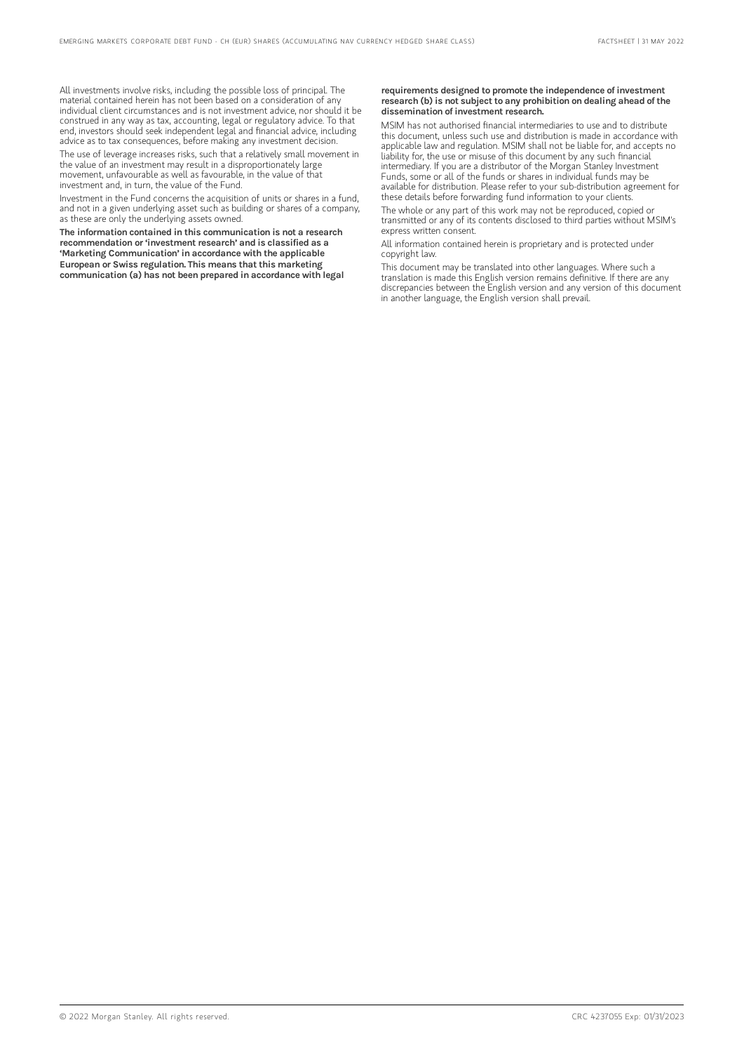All investments involve risks, including the possible loss of principal. The material contained herein has not been based on a consideration of any individual client circumstances and is not investment advice, nor should it be construed in any way as tax, accounting, legal or regulatory advice. To that end, investors should seek independent legal and financial advice, including advice as to tax consequences, before making any investment decision.

The use of leverage increases risks, such that a relatively small movement in the value of an investment may result in a disproportionately large movement, unfavourable as well as favourable, in the value of that investment and, in turn, the value of the Fund.

Investment in the Fund concerns the acquisition of units or shares in a fund, and not in a given underlying asset such as building or shares of a company, as these are only the underlying assets owned.

**The information contained in this communication is not a research recommendation or 'investment research' and is classified as a 'Marketing Communication' in accordance with the applicable European or Swiss regulation. This means that this marketing communication (a) has not been prepared in accordance with legal requirements designed to promote the independence of investment research (b) is not subject to any prohibition on dealing ahead of the dissemination of investment research.**

MSIM has not authorised financial intermediaries to use and to distribute this document, unless such use and distribution is made in accordance with applicable law and regulation. MSIM shall not be liable for, and accepts no liability for, the use or misuse of this document by any such financial intermediary. If you are a distributor of the Morgan Stanley Investment Funds, some or all of the funds or shares in individual funds may be available for distribution. Please refer to your sub-distribution agreement for these details before forwarding fund information to your clients.

The whole or any part of this work may not be reproduced, copied or transmitted or any of its contents disclosed to third parties without MSIM's express written consent.

All information contained herein is proprietary and is protected under copyright law.

This document may be translated into other languages. Where such a translation is made this English version remains definitive. If there are any discrepancies between the English version and any version of this document in another language, the English version shall prevail.

© 2022 Morgan Stanley. All rights reserved.

CRC 4237055 Exp: 01/31/2023